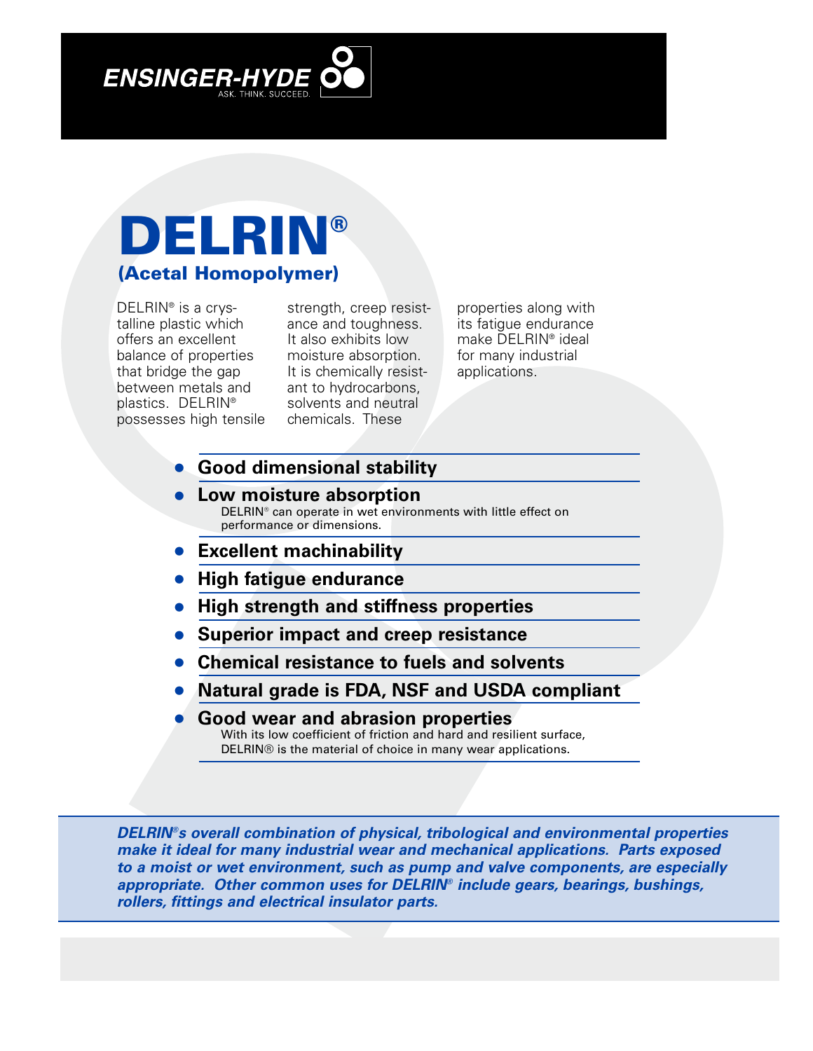ENSINGER-HYDE

ASK. THINK. SUCCEED.

# DELRIN®

## (Acetal Homopolymer)

DELRIN® is a crystalline plastic which offers an excellent balance of properties that bridge the gap between metals and plastics. DELRIN® possesses high tensile strength, creep resistance and toughness. It also exhibits low moisture absorption. It is chemically resistant to hydrocarbons, solvents and neutral chemicals. These properties along with its fatigue endurance make DELRIN® ideal for many industrial applications.

- **Good dimensional stability**
- **Low moisture absorption**
  DELRIN® can operate in wet environments with little effect on performance or dimensions.
- **Excellent machinability**
- **High fatigue endurance**
- **High strength and stiffness properties**
- **Superior impact and creep resistance**
- **Chemical resistance to fuels and solvents**
- **Natural grade is FDA, NSF and USDA compliant**
- **Good wear and abrasion properties**
  With its low coefficient of friction and hard and resilient surface, DELRIN® is the material of choice in many wear applications.

***DELRIN®'s overall combination of physical, tribological and environmental properties make it ideal for many industrial wear and mechanical applications. Parts exposed to a moist or wet environment, such as pump and valve components, are especially appropriate. Other common uses for DELRIN® include gears, bearings, bushings, rollers, fittings and electrical insulator parts.***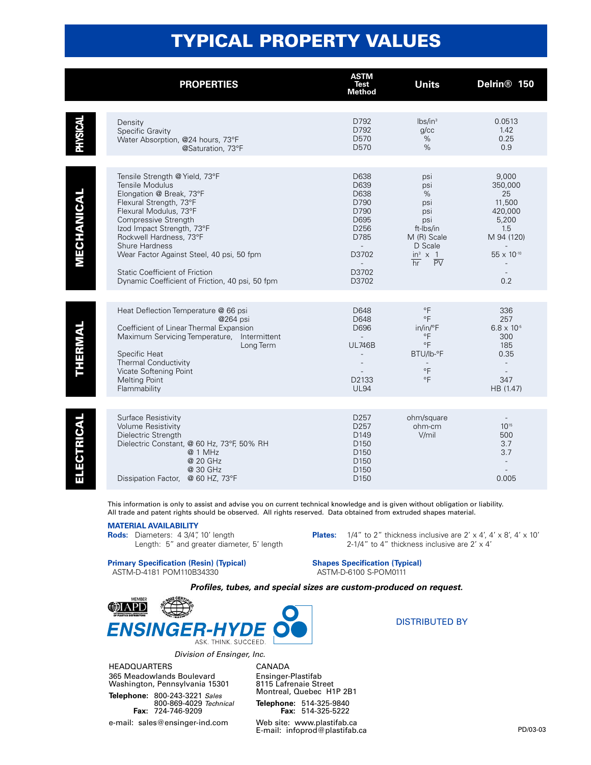# TYPICAL PROPERTY VALUES

| | PROPERTIES | ASTM Test Method | Units | Delrin® 150 |
|---|---|---|---|---|
| PHYSICAL | Density | D792 | $lbs/in^3$ | 0.0513 |
| | Specific Gravity | D792 | g/cc | 1.42 |
| | Water Absorption, @24 hours, 73°F | D570 | % | 0.25 |
| | @Saturation, 73°F | D570 | % | 0.9 |
| MECHANICAL | Tensile Strength @ Yield, 73°F | D638 | psi | 9,000 |
| | Tensile Modulus | D639 | psi | 350,000 |
| | Elongation @ Break, 73°F | D638 | % | 25 |
| | Flexural Strength, 73°F | D790 | psi | 11,500 |
| | Flexural Modulus, 73°F | D790 | psi | 420,000 |
| | Compressive Strength | D695 | psi | 5,200 |
| | Izod Impact Strength, 73°F | D256 | ft-lbs/in | 1.5 |
| | Rockwell Hardness, 73°F | D785 | M (R) Scale | M 94 (120) |
| | Shure Hardness | - | D Scale | - |
| | Wear Factor Against Steel, 40 psi, 50 fpm | D3702 | $\frac{in^3}{hr} \times \frac{1}{PV}$ | $55 \times 10^{-10}$ |
| | | - | | - |
| | Static Coefficient of Friction | D3702 | | - |
| | Dynamic Coefficient of Friction, 40 psi, 50 fpm | D3702 | | 0.2 |
| THERMAL | Heat Deflection Temperature @ 66 psi | D648 | °F | 336 |
| | @264 psi | D648 | °F | 257 |
| | Coefficient of Linear Thermal Expansion | D696 | in/in/°F | $6.8 \times 10^{-5}$ |
| | Maximum Servicing Temperature, Intermittent | - | °F | 300 |
| | Long Term | UL746B | °F | 185 |
| | Specific Heat | - | BTU/lb-°F | 0.35 |
| | Thermal Conductivity | - | - | - |
| | Vicate Softening Point | - | °F | - |
| | Melting Point | D2133 | °F | 347 |
| | Flammability | UL94 | | HB (1.47) |
| ELECTRICAL | Surface Resistivity | D257 | ohm/square | - |
| | Volume Resistivity | D257 | ohm-cm | $10^{15}$ |
| | Dielectric Strength | D149 | V/mil | 500 |
| | Dielectric Constant, @ 60 Hz, 73°F, 50% RH | D150 | | 3.7 |
| | @ 1 MHz | D150 | | 3.7 |
| | @ 20 GHz | D150 | | - |
| | @ 30 GHz | D150 | | - |
| | Dissipation Factor, @ 60 HZ, 73°F | D150 | | 0.005 |

This information is only to assist and advise you on current technical knowledge and is given without obligation or liability. All trade and patent rights should be observed. All rights reserved. Data obtained from extruded shapes material.

**MATERIAL AVAILABILITY**

**Rods:** Diameters: 4 3/4", 10' length
Length: 5" and greater diameter, 5' length

**Plates:** 1/4" to 2" thickness inclusive are 2' x 4', 4' x 8', 4' x 10'
2-1/4" to 4" thickness inclusive are 2' x 4'

**Primary Specification (Resin) (Typical)**
ASTM-D-4181 POM110B34330

**Shapes Specification (Typical)**
ASTM-D-6100 S-POM0111

***Profiles, tubes, and special sizes are custom-produced on request.***

MEMBER IAPD — International Association of Plastics Distributors

ISO 9002 CERTIFIED

**ENSINGER-HYDE**
ASK. THINK. SUCCEED.

*Division of Ensinger, Inc.*

DISTRIBUTED BY

HEADQUARTERS
365 Meadowlands Boulevard
Washington, Pennsylvania 15301
**Telephone:** 800-243-3221 *Sales*
800-869-4029 *Technical*
**Fax:** 724-746-9209
e-mail: sales@ensinger-ind.com

CANADA
Ensinger-Plastifab
8115 Lafrenaie Street
Montreal, Quebec H1P 2B1
**Telephone:** 514-325-9840
**Fax:** 514-325-5222
Web site: www.plastifab.ca
E-mail: infoprod@plastifab.ca

PD/03-03